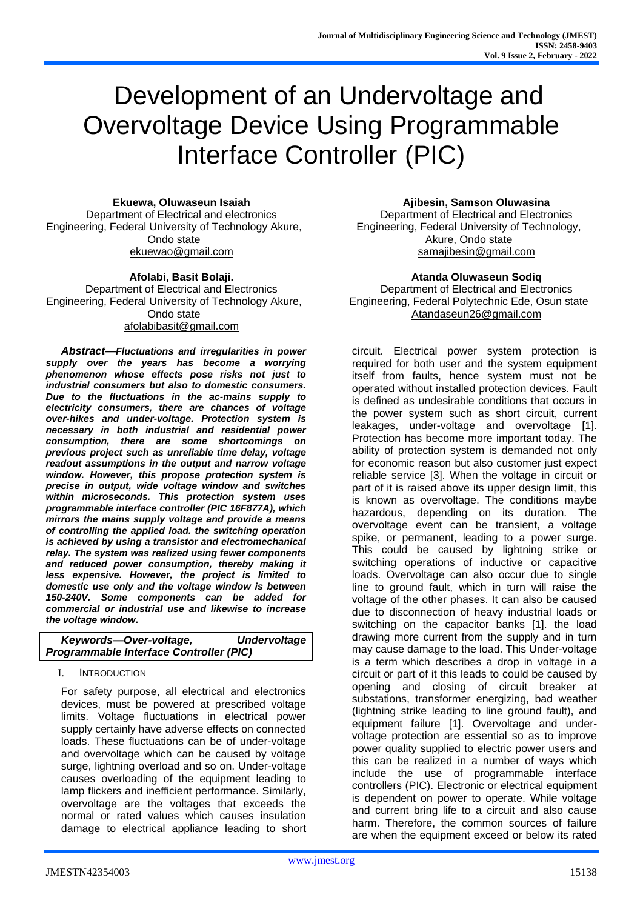# Development of an Undervoltage and Overvoltage Device Using Programmable Interface Controller (PIC)

**Ekuewa, Oluwaseun Isaiah**
Department of Electrical and electronics Engineering, Federal University of Technology Akure, Ondo state
ekuewao@gmail.com

**Afolabi, Basit Bolaji.**
Department of Electrical and Electronics Engineering, Federal University of Technology Akure, Ondo state
afolabibasit@gmail.com

**Ajibesin, Samson Oluwasina**
Department of Electrical and Electronics Engineering, Federal University of Technology, Akure, Ondo state
samajibesin@gmail.com

**Atanda Oluwaseun Sodiq**
Department of Electrical and Electronics Engineering, Federal Polytechnic Ede, Osun state
Atandaseun26@gmail.com

***Abstract*—*Fluctuations and irregularities in power supply over the years has become a worrying phenomenon whose effects pose risks not just to industrial consumers but also to domestic consumers. Due to the fluctuations in the ac-mains supply to electricity consumers, there are chances of voltage over-hikes and under-voltage. Protection system is necessary in both industrial and residential power consumption, there are some shortcomings on previous project such as unreliable time delay, voltage readout assumptions in the output and narrow voltage window. However, this propose protection system is precise in output, wide voltage window and switches within microseconds. This protection system uses programmable interface controller (PIC 16F877A), which mirrors the mains supply voltage and provide a means of controlling the applied load. the switching operation is achieved by using a transistor and electromechanical relay. The system was realized using fewer components and reduced power consumption, thereby making it less expensive. However, the project is limited to domestic use only and the voltage window is between 150-240V. Some components can be added for commercial or industrial use and likewise to increase the voltage window*.**

***Keywords—Over-voltage, Undervoltage Programmable Interface Controller (PIC)***

## I. INTRODUCTION

For safety purpose, all electrical and electronics devices, must be powered at prescribed voltage limits. Voltage fluctuations in electrical power supply certainly have adverse effects on connected loads. These fluctuations can be of under-voltage and overvoltage which can be caused by voltage surge, lightning overload and so on. Under-voltage causes overloading of the equipment leading to lamp flickers and inefficient performance. Similarly, overvoltage are the voltages that exceeds the normal or rated values which causes insulation damage to electrical appliance leading to short circuit. Electrical power system protection is required for both user and the system equipment itself from faults, hence system must not be operated without installed protection devices. Fault is defined as undesirable conditions that occurs in the power system such as short circuit, current leakages, under-voltage and overvoltage [1]. Protection has become more important today. The ability of protection system is demanded not only for economic reason but also customer just expect reliable service [3]. When the voltage in circuit or part of it is raised above its upper design limit, this is known as overvoltage. The conditions maybe hazardous, depending on its duration. The overvoltage event can be transient, a voltage spike, or permanent, leading to a power surge. This could be caused by lightning strike or switching operations of inductive or capacitive loads. Overvoltage can also occur due to single line to ground fault, which in turn will raise the voltage of the other phases. It can also be caused due to disconnection of heavy industrial loads or switching on the capacitor banks [1]. the load drawing more current from the supply and in turn may cause damage to the load. This Under-voltage is a term which describes a drop in voltage in a circuit or part of it this leads to could be caused by opening and closing of circuit breaker at substations, transformer energizing, bad weather (lightning strike leading to line ground fault), and equipment failure [1]. Overvoltage and under-voltage protection are essential so as to improve power quality supplied to electric power users and this can be realized in a number of ways which include the use of programmable interface controllers (PIC). Electronic or electrical equipment is dependent on power to operate. While voltage and current bring life to a circuit and also cause harm. Therefore, the common sources of failure are when the equipment exceed or below its rated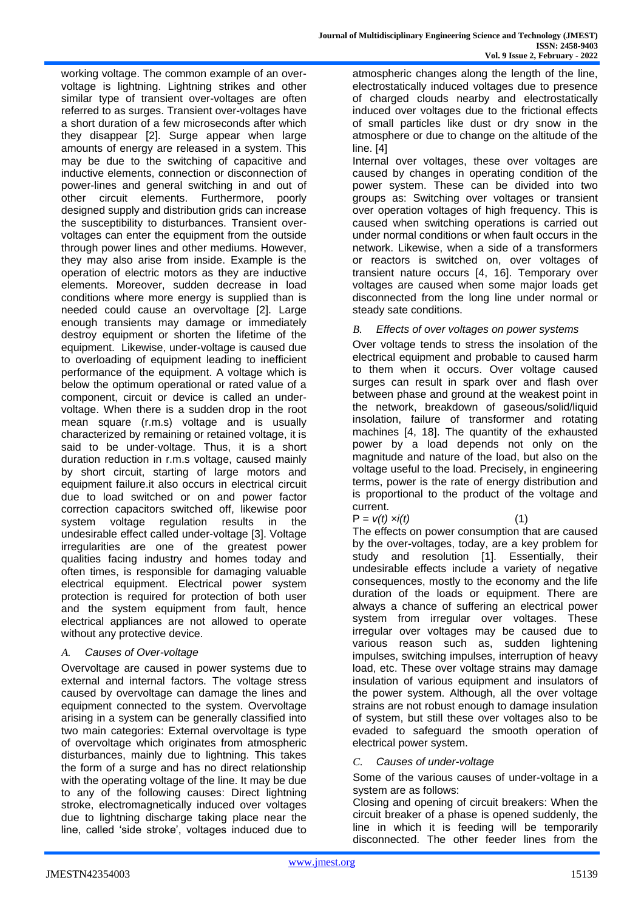working voltage. The common example of an over-voltage is lightning. Lightning strikes and other similar type of transient over-voltages are often referred to as surges. Transient over-voltages have a short duration of a few microseconds after which they disappear [2]. Surge appear when large amounts of energy are released in a system. This may be due to the switching of capacitive and inductive elements, connection or disconnection of power-lines and general switching in and out of other circuit elements. Furthermore, poorly designed supply and distribution grids can increase the susceptibility to disturbances. Transient over-voltages can enter the equipment from the outside through power lines and other mediums. However, they may also arise from inside. Example is the operation of electric motors as they are inductive elements. Moreover, sudden decrease in load conditions where more energy is supplied than is needed could cause an overvoltage [2]. Large enough transients may damage or immediately destroy equipment or shorten the lifetime of the equipment. Likewise, under-voltage is caused due to overloading of equipment leading to inefficient performance of the equipment. A voltage which is below the optimum operational or rated value of a component, circuit or device is called an under-voltage. When there is a sudden drop in the root mean square (r.m.s) voltage and is usually characterized by remaining or retained voltage, it is said to be under-voltage. Thus, it is a short duration reduction in r.m.s voltage, caused mainly by short circuit, starting of large motors and equipment failure.it also occurs in electrical circuit due to load switched or on and power factor correction capacitors switched off, likewise poor system voltage regulation results in the undesirable effect called under-voltage [3]. Voltage irregularities are one of the greatest power qualities facing industry and homes today and often times, is responsible for damaging valuable electrical equipment. Electrical power system protection is required for protection of both user and the system equipment from fault, hence electrical appliances are not allowed to operate without any protective device.

### *A. Causes of Over-voltage*

Overvoltage are caused in power systems due to external and internal factors. The voltage stress caused by overvoltage can damage the lines and equipment connected to the system. Overvoltage arising in a system can be generally classified into two main categories: External overvoltage is type of overvoltage which originates from atmospheric disturbances, mainly due to lightning. This takes the form of a surge and has no direct relationship with the operating voltage of the line. It may be due to any of the following causes: Direct lightning stroke, electromagnetically induced over voltages due to lightning discharge taking place near the line, called 'side stroke', voltages induced due to atmospheric changes along the length of the line, electrostatically induced voltages due to presence of charged clouds nearby and electrostatically induced over voltages due to the frictional effects of small particles like dust or dry snow in the atmosphere or due to change on the altitude of the line. [4]

Internal over voltages, these over voltages are caused by changes in operating condition of the power system. These can be divided into two groups as: Switching over voltages or transient over operation voltages of high frequency. This is caused when switching operations is carried out under normal conditions or when fault occurs in the network. Likewise, when a side of a transformers or reactors is switched on, over voltages of transient nature occurs [4, 16]. Temporary over voltages are caused when some major loads get disconnected from the long line under normal or steady sate conditions.

### *B. Effects of over voltages on power systems*

Over voltage tends to stress the insolation of the electrical equipment and probable to caused harm to them when it occurs. Over voltage caused surges can result in spark over and flash over between phase and ground at the weakest point in the network, breakdown of gaseous/solid/liquid insolation, failure of transformer and rotating machines [4, 18]. The quantity of the exhausted power by a load depends not only on the magnitude and nature of the load, but also on the voltage useful to the load. Precisely, in engineering terms, power is the rate of energy distribution and is proportional to the product of the voltage and current.

$$P = v(t) \times i(t) \quad (1)$$

The effects on power consumption that are caused by the over-voltages, today, are a key problem for study and resolution [1]. Essentially, their undesirable effects include a variety of negative consequences, mostly to the economy and the life duration of the loads or equipment. There are always a chance of suffering an electrical power system from irregular over voltages. These irregular over voltages may be caused due to various reason such as, sudden lightening impulses, switching impulses, interruption of heavy load, etc. These over voltage strains may damage insulation of various equipment and insulators of the power system. Although, all the over voltage strains are not robust enough to damage insulation of system, but still these over voltages also to be evaded to safeguard the smooth operation of electrical power system.

### *C. Causes of under-voltage*

Some of the various causes of under-voltage in a system are as follows:

Closing and opening of circuit breakers: When the circuit breaker of a phase is opened suddenly, the line in which it is feeding will be temporarily disconnected. The other feeder lines from the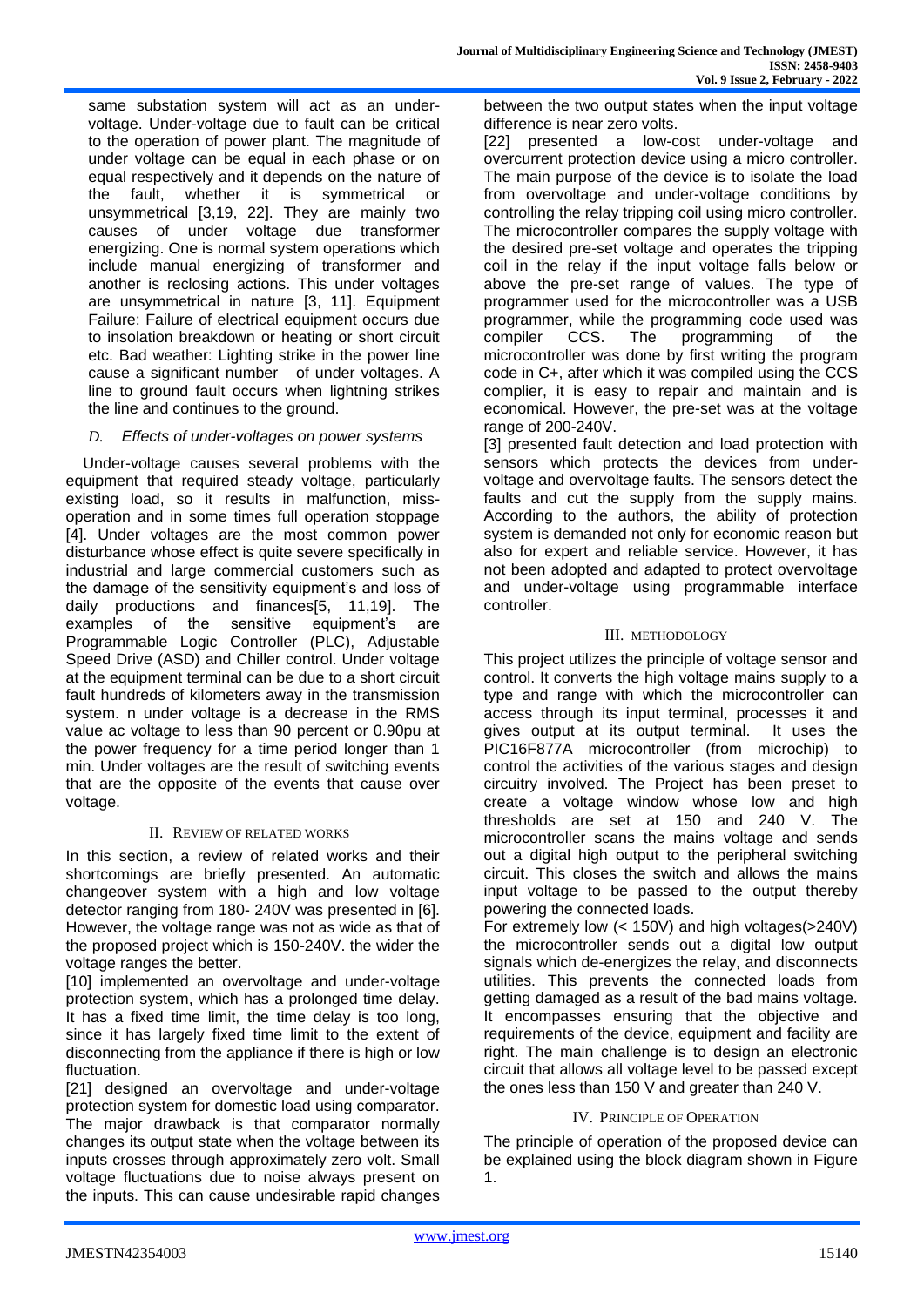same substation system will act as an under-voltage. Under-voltage due to fault can be critical to the operation of power plant. The magnitude of under voltage can be equal in each phase or on equal respectively and it depends on the nature of the fault, whether it is symmetrical or unsymmetrical [3,19, 22]. They are mainly two causes of under voltage due transformer energizing. One is normal system operations which include manual energizing of transformer and another is reclosing actions. This under voltages are unsymmetrical in nature [3, 11]. Equipment Failure: Failure of electrical equipment occurs due to insolation breakdown or heating or short circuit etc. Bad weather: Lighting strike in the power line cause a significant number of under voltages. A line to ground fault occurs when lightning strikes the line and continues to the ground.

### *D. Effects of under-voltages on power systems*

Under-voltage causes several problems with the equipment that required steady voltage, particularly existing load, so it results in malfunction, miss-operation and in some times full operation stoppage [4]. Under voltages are the most common power disturbance whose effect is quite severe specifically in industrial and large commercial customers such as the damage of the sensitivity equipment's and loss of daily productions and finances[5, 11,19]. The examples of the sensitive equipment's are Programmable Logic Controller (PLC), Adjustable Speed Drive (ASD) and Chiller control. Under voltage at the equipment terminal can be due to a short circuit fault hundreds of kilometers away in the transmission system. n under voltage is a decrease in the RMS value ac voltage to less than 90 percent or 0.90pu at the power frequency for a time period longer than 1 min. Under voltages are the result of switching events that are the opposite of the events that cause over voltage.

## II. Review of Related Works

In this section, a review of related works and their shortcomings are briefly presented. An automatic changeover system with a high and low voltage detector ranging from 180- 240V was presented in [6]. However, the voltage range was not as wide as that of the proposed project which is 150-240V. the wider the voltage ranges the better.

[10] implemented an overvoltage and under-voltage protection system, which has a prolonged time delay. It has a fixed time limit, the time delay is too long, since it has largely fixed time limit to the extent of disconnecting from the appliance if there is high or low fluctuation.

[21] designed an overvoltage and under-voltage protection system for domestic load using comparator. The major drawback is that comparator normally changes its output state when the voltage between its inputs crosses through approximately zero volt. Small voltage fluctuations due to noise always present on the inputs. This can cause undesirable rapid changes between the two output states when the input voltage difference is near zero volts.

[22] presented a low-cost under-voltage and overcurrent protection device using a micro controller. The main purpose of the device is to isolate the load from overvoltage and under-voltage conditions by controlling the relay tripping coil using micro controller. The microcontroller compares the supply voltage with the desired pre-set voltage and operates the tripping coil in the relay if the input voltage falls below or above the pre-set range of values. The type of programmer used for the microcontroller was a USB programmer, while the programming code used was compiler CCS. The programming of the microcontroller was done by first writing the program code in C+, after which it was compiled using the CCS complier, it is easy to repair and maintain and is economical. However, the pre-set was at the voltage range of 200-240V.

[3] presented fault detection and load protection with sensors which protects the devices from under-voltage and overvoltage faults. The sensors detect the faults and cut the supply from the supply mains. According to the authors, the ability of protection system is demanded not only for economic reason but also for expert and reliable service. However, it has not been adopted and adapted to protect overvoltage and under-voltage using programmable interface controller.

## III. Methodology

This project utilizes the principle of voltage sensor and control. It converts the high voltage mains supply to a type and range with which the microcontroller can access through its input terminal, processes it and gives output at its output terminal. It uses the PIC16F877A microcontroller (from microchip) to control the activities of the various stages and design circuitry involved. The Project has been preset to create a voltage window whose low and high thresholds are set at 150 and 240 V. The microcontroller scans the mains voltage and sends out a digital high output to the peripheral switching circuit. This closes the switch and allows the mains input voltage to be passed to the output thereby powering the connected loads.

For extremely low (< 150V) and high voltages(>240V) the microcontroller sends out a digital low output signals which de-energizes the relay, and disconnects utilities. This prevents the connected loads from getting damaged as a result of the bad mains voltage. It encompasses ensuring that the objective and requirements of the device, equipment and facility are right. The main challenge is to design an electronic circuit that allows all voltage level to be passed except the ones less than 150 V and greater than 240 V.

## IV. Principle of Operation

The principle of operation of the proposed device can be explained using the block diagram shown in Figure 1.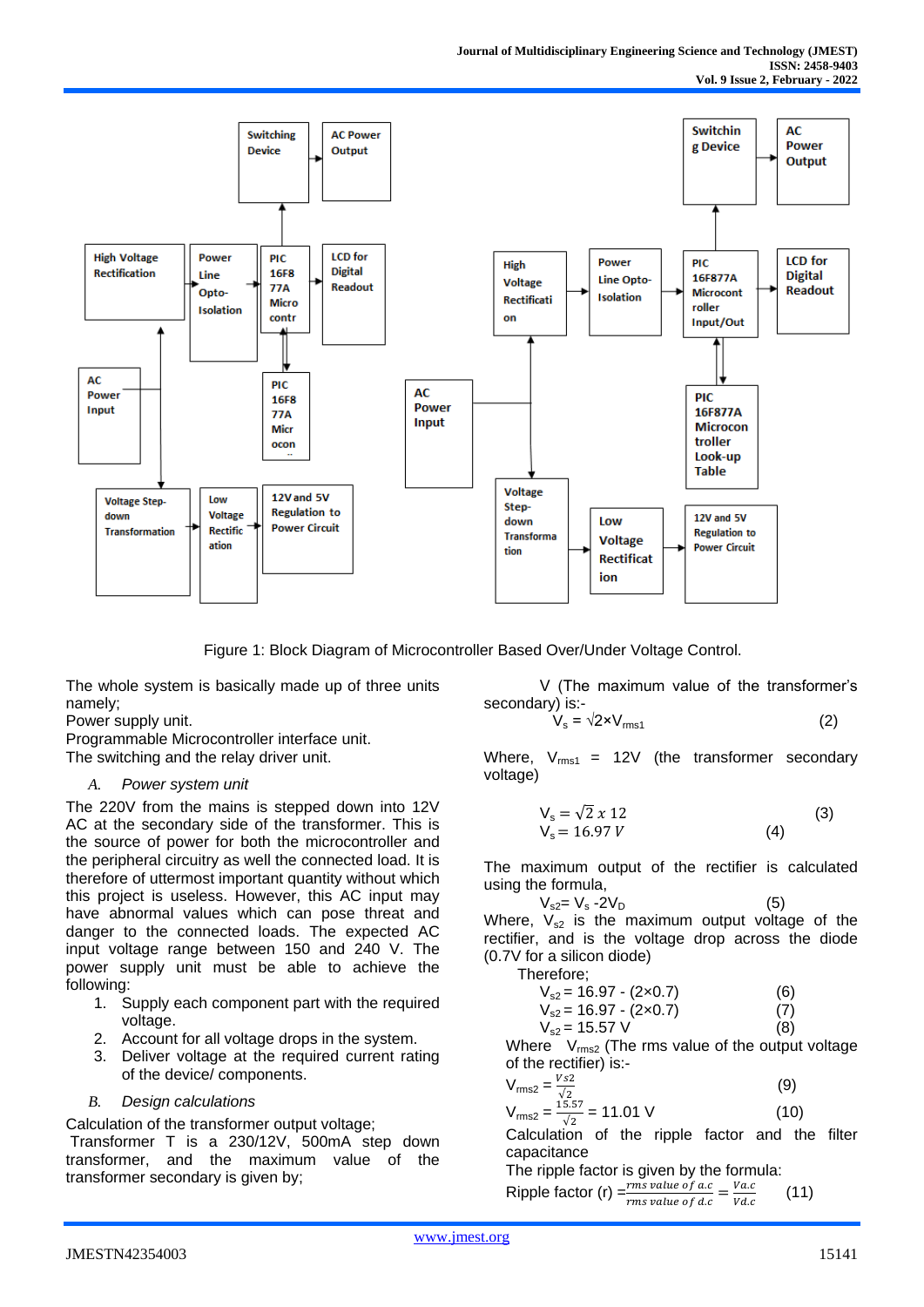Figure 1: Block Diagram of Microcontroller Based Over/Under Voltage Control.

The whole system is basically made up of three units namely;
Power supply unit.
Programmable Microcontroller interface unit.
The switching and the relay driver unit.

### A. *Power system unit*

The 220V from the mains is stepped down into 12V AC at the secondary side of the transformer. This is the source of power for both the microcontroller and the peripheral circuitry as well the connected load. It is therefore of uttermost important quantity without which this project is useless. However, this AC input may have abnormal values which can pose threat and danger to the connected loads. The expected AC input voltage range between 150 and 240 V. The power supply unit must be able to achieve the following:

1. Supply each component part with the required voltage.
2. Account for all voltage drops in the system.
3. Deliver voltage at the required current rating of the device/ components.

### B. *Design calculations*

Calculation of the transformer output voltage;
Transformer T is a 230/12V, 500mA step down transformer, and the maximum value of the transformer secondary is given by;

V (The maximum value of the transformer's secondary) is:-

$$V_s = \sqrt{2} \times V_{rms1} \quad (2)$$

Where, $V_{rms1}$ = 12V (the transformer secondary voltage)

$$V_s = \sqrt{2}\, x\, 12 \quad (3)$$
$$V_s = 16.97\, V \quad (4)$$

The maximum output of the rectifier is calculated using the formula,

$$V_{s2} = V_s - 2V_D \quad (5)$$

Where, $V_{s2}$ is the maximum output voltage of the rectifier, and is the voltage drop across the diode (0.7V for a silicon diode)

Therefore;

$$V_{s2} = 16.97 - (2 \times 0.7) \quad (6)$$
$$V_{s2} = 16.97 - (2 \times 0.7) \quad (7)$$
$$V_{s2} = 15.57\text{ V} \quad (8)$$

Where $V_{rms2}$ (The rms value of the output voltage of the rectifier) is:-

$$V_{rms2} = \frac{Vs2}{\sqrt{2}} \quad (9)$$

$$V_{rms2} = \frac{15.57}{\sqrt{2}} = 11.01\text{ V} \quad (10)$$

Calculation of the ripple factor and the filter capacitance

The ripple factor is given by the formula:

$$\text{Ripple factor (r)} = \frac{rms\ value\ of\ a.c}{rms\ value\ of\ d.c} = \frac{Va.c}{Vd.c} \quad (11)$$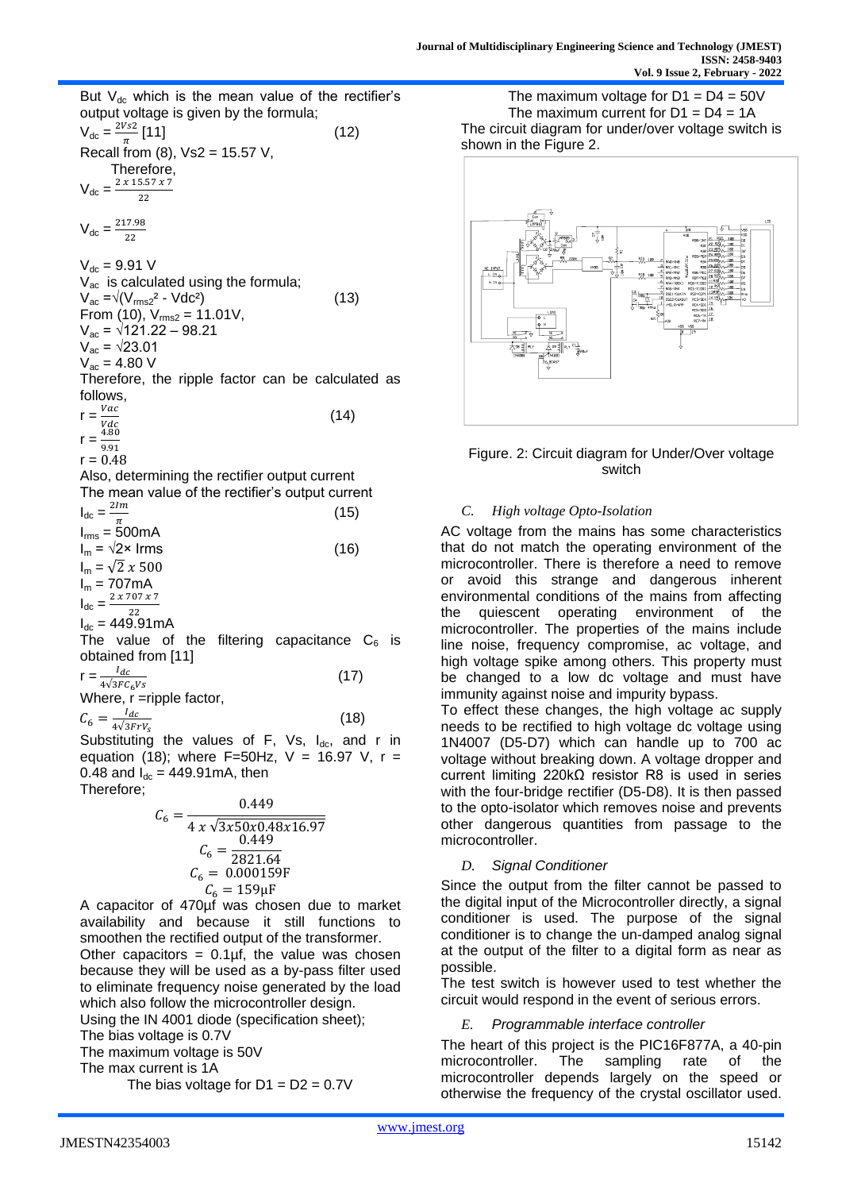But $V_{dc}$ which is the mean value of the rectifier's output voltage is given by the formula;

$$V_{dc} = \frac{2Vs2}{\pi} \text{ [11]} \quad (12)$$

Recall from (8), Vs2 = 15.57 V,

Therefore,

$$V_{dc} = \frac{2 \times 15.57 \times 7}{22}$$

$$V_{dc} = \frac{217.98}{22}$$

$V_{dc}$ = 9.91 V

$V_{ac}$ is calculated using the formula;

$$V_{ac} = \sqrt{(V_{rms2}^2 - Vdc^2)} \quad (13)$$

From (10), $V_{rms2}$ = 11.01V,

$V_{ac} = \sqrt{121.22 - 98.21}$

$V_{ac} = \sqrt{23.01}$

$V_{ac}$ = 4.80 V

Therefore, the ripple factor can be calculated as follows,

$$r = \frac{Vac}{Vdc} \quad (14)$$

$$r = \frac{4.80}{9.91}$$

r = 0.48

Also, determining the rectifier output current

The mean value of the rectifier's output current

$$I_{dc} = \frac{2Im}{\pi} \quad (15)$$

$I_{rms}$ = 500mA

$$I_m = \sqrt{2} \times Irms \quad (16)$$

$I_m = \sqrt{2} \times 500$

$I_m$ = 707mA

$$I_{dc} = \frac{2 \times 707 \times 7}{22}$$

$I_{dc}$ = 449.91mA

The value of the filtering capacitance $C_6$ is obtained from [11]

$$r = \frac{I_{dc}}{4\sqrt{3}FC_6Vs} \quad (17)$$

Where, r =ripple factor,

$$C_6 = \frac{I_{dc}}{4\sqrt{3}FrV_s} \quad (18)$$

Substituting the values of F, Vs, $I_{dc}$, and r in equation (18); where F=50Hz, V = 16.97 V, r = 0.48 and $I_{dc}$ = 449.91mA, then

Therefore;

$$C_6 = \frac{0.449}{4 \times \sqrt{3x50x0.48x16.97}}$$

$$C_6 = \frac{0.449}{2821.64}$$

$$C_6 = 0.000159\text{F}$$

$$C_6 = 159\mu\text{F}$$

A capacitor of 470µf was chosen due to market availability and because it still functions to smoothen the rectified output of the transformer.

Other capacitors = 0.1µf, the value was chosen because they will be used as a by-pass filter used to eliminate frequency noise generated by the load which also follow the microcontroller design.

Using the IN 4001 diode (specification sheet);

The bias voltage is 0.7V

The maximum voltage is 50V

The max current is 1A

The bias voltage for D1 = D2 = 0.7V

The maximum voltage for D1 = D4 = 50V

The maximum current for D1 = D4 = 1A

The circuit diagram for under/over voltage switch is shown in the Figure 2.

Figure. 2: Circuit diagram for Under/Over voltage switch

### *C. High voltage Opto-Isolation*

AC voltage from the mains has some characteristics that do not match the operating environment of the microcontroller. There is therefore a need to remove or avoid this strange and dangerous inherent environmental conditions of the mains from affecting the quiescent operating environment of the microcontroller. The properties of the mains include line noise, frequency compromise, ac voltage, and high voltage spike among others. This property must be changed to a low dc voltage and must have immunity against noise and impurity bypass.

To effect these changes, the high voltage ac supply needs to be rectified to high voltage dc voltage using 1N4007 (D5-D7) which can handle up to 700 ac voltage without breaking down. A voltage dropper and current limiting 220kΩ resistor R8 is used in series with the four-bridge rectifier (D5-D8). It is then passed to the opto-isolator which removes noise and prevents other dangerous quantities from passage to the microcontroller.

### *D. Signal Conditioner*

Since the output from the filter cannot be passed to the digital input of the Microcontroller directly, a signal conditioner is used. The purpose of the signal conditioner is to change the un-damped analog signal at the output of the filter to a digital form as near as possible.

The test switch is however used to test whether the circuit would respond in the event of serious errors.

### *E. Programmable interface controller*

The heart of this project is the PIC16F877A, a 40-pin microcontroller. The sampling rate of the microcontroller depends largely on the speed or otherwise the frequency of the crystal oscillator used.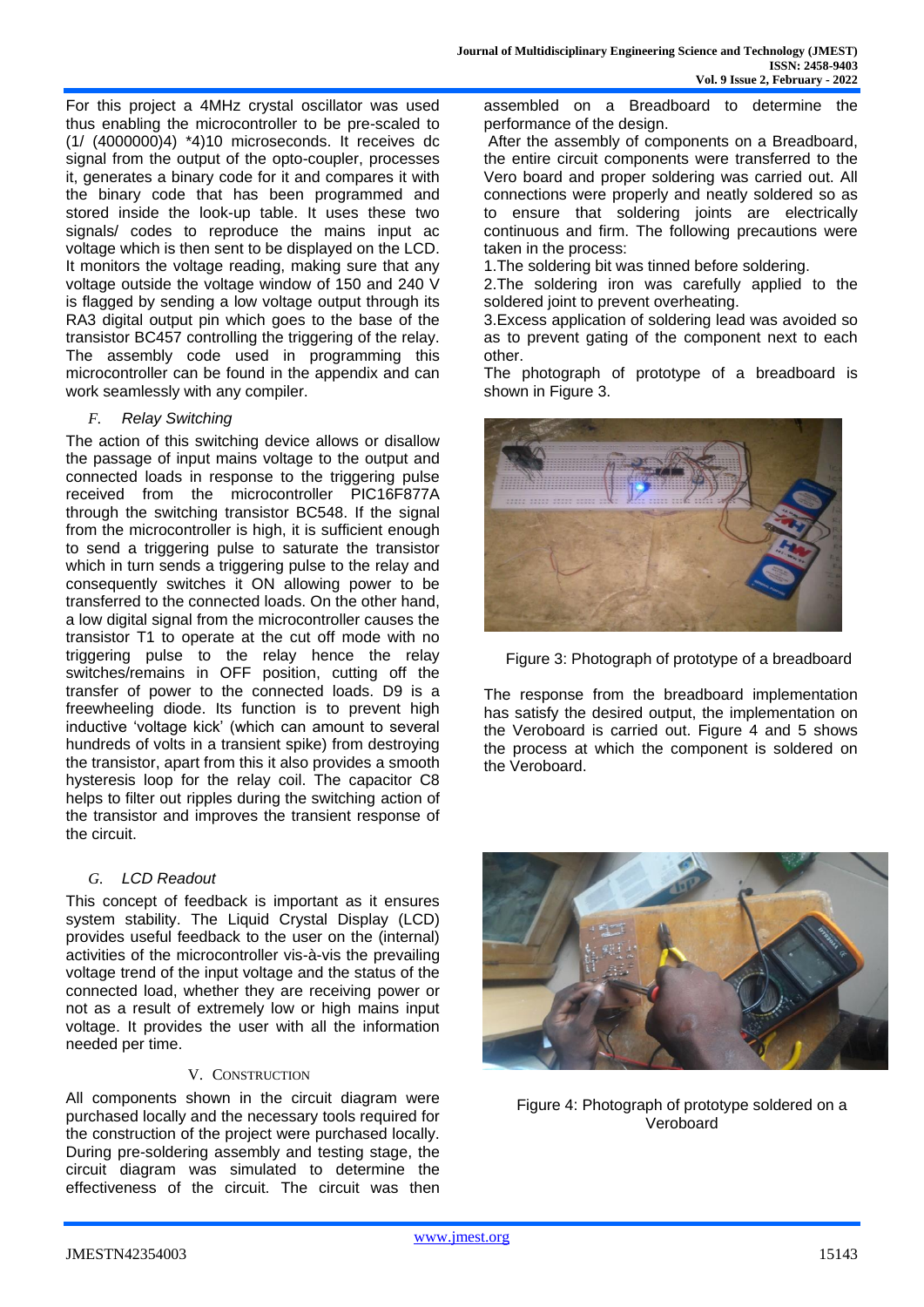For this project a 4MHz crystal oscillator was used thus enabling the microcontroller to be pre-scaled to (1/ (4000000)4) *4)10 microseconds. It receives dc signal from the output of the opto-coupler, processes it, generates a binary code for it and compares it with the binary code that has been programmed and stored inside the look-up table. It uses these two signals/ codes to reproduce the mains input ac voltage which is then sent to be displayed on the LCD. It monitors the voltage reading, making sure that any voltage outside the voltage window of 150 and 240 V is flagged by sending a low voltage output through its RA3 digital output pin which goes to the base of the transistor BC457 controlling the triggering of the relay. The assembly code used in programming this microcontroller can be found in the appendix and can work seamlessly with any compiler.

### *F. Relay Switching*

The action of this switching device allows or disallow the passage of input mains voltage to the output and connected loads in response to the triggering pulse received from the microcontroller PIC16F877A through the switching transistor BC548. If the signal from the microcontroller is high, it is sufficient enough to send a triggering pulse to saturate the transistor which in turn sends a triggering pulse to the relay and consequently switches it ON allowing power to be transferred to the connected loads. On the other hand, a low digital signal from the microcontroller causes the transistor T1 to operate at the cut off mode with no triggering pulse to the relay hence the relay switches/remains in OFF position, cutting off the transfer of power to the connected loads. D9 is a freewheeling diode. Its function is to prevent high inductive 'voltage kick' (which can amount to several hundreds of volts in a transient spike) from destroying the transistor, apart from this it also provides a smooth hysteresis loop for the relay coil. The capacitor C8 helps to filter out ripples during the switching action of the transistor and improves the transient response of the circuit.

### *G. LCD Readout*

This concept of feedback is important as it ensures system stability. The Liquid Crystal Display (LCD) provides useful feedback to the user on the (internal) activities of the microcontroller vis-à-vis the prevailing voltage trend of the input voltage and the status of the connected load, whether they are receiving power or not as a result of extremely low or high mains input voltage. It provides the user with all the information needed per time.

## V. CONSTRUCTION

All components shown in the circuit diagram were purchased locally and the necessary tools required for the construction of the project were purchased locally. During pre-soldering assembly and testing stage, the circuit diagram was simulated to determine the effectiveness of the circuit. The circuit was then assembled on a Breadboard to determine the performance of the design.

After the assembly of components on a Breadboard, the entire circuit components were transferred to the Vero board and proper soldering was carried out. All connections were properly and neatly soldered so as to ensure that soldering joints are electrically continuous and firm. The following precautions were taken in the process:

1. The soldering bit was tinned before soldering.
2. The soldering iron was carefully applied to the soldered joint to prevent overheating.
3. Excess application of soldering lead was avoided so as to prevent gating of the component next to each other.

The photograph of prototype of a breadboard is shown in Figure 3.

Figure 3: Photograph of prototype of a breadboard

The response from the breadboard implementation has satisfy the desired output, the implementation on the Veroboard is carried out. Figure 4 and 5 shows the process at which the component is soldered on the Veroboard.

Figure 4: Photograph of prototype soldered on a Veroboard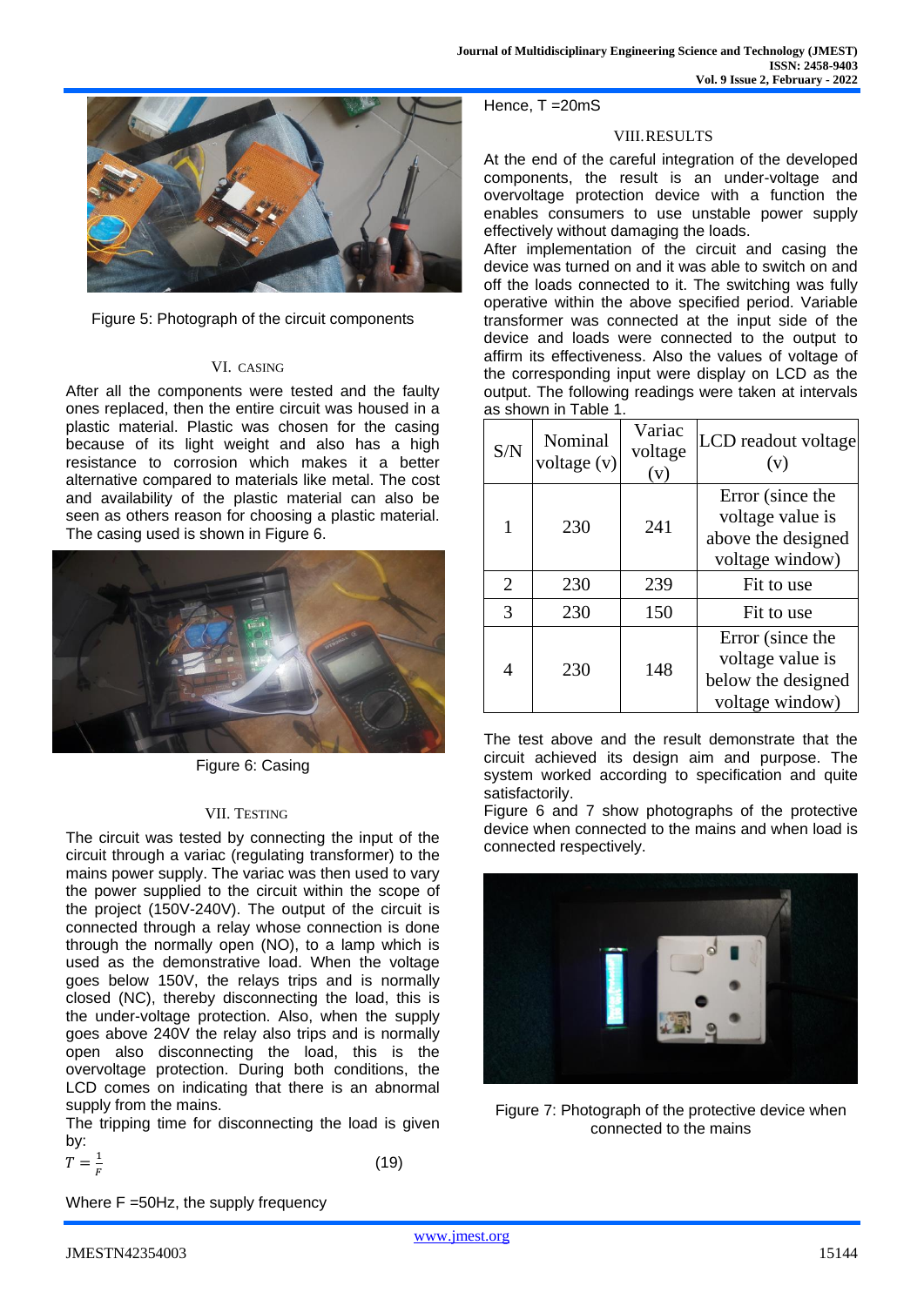Figure 5: Photograph of the circuit components

## VI. CASING

After all the components were tested and the faulty ones replaced, then the entire circuit was housed in a plastic material. Plastic was chosen for the casing because of its light weight and also has a high resistance to corrosion which makes it a better alternative compared to materials like metal. The cost and availability of the plastic material can also be seen as others reason for choosing a plastic material. The casing used is shown in Figure 6.

Figure 6: Casing

## VII. TESTING

The circuit was tested by connecting the input of the circuit through a variac (regulating transformer) to the mains power supply. The variac was then used to vary the power supplied to the circuit within the scope of the project (150V-240V). The output of the circuit is connected through a relay whose connection is done through the normally open (NO), to a lamp which is used as the demonstrative load. When the voltage goes below 150V, the relays trips and is normally closed (NC), thereby disconnecting the load, this is the under-voltage protection. Also, when the supply goes above 240V the relay also trips and is normally open also disconnecting the load, this is the overvoltage protection. During both conditions, the LCD comes on indicating that there is an abnormal supply from the mains.

The tripping time for disconnecting the load is given by:

$$T = \frac{1}{F} \tag{19}$$

Where F =50Hz, the supply frequency

Hence, T =20mS

## VIII. RESULTS

At the end of the careful integration of the developed components, the result is an under-voltage and overvoltage protection device with a function the enables consumers to use unstable power supply effectively without damaging the loads.

After implementation of the circuit and casing the device was turned on and it was able to switch on and off the loads connected to it. The switching was fully operative within the above specified period. Variable transformer was connected at the input side of the device and loads were connected to the output to affirm its effectiveness. Also the values of voltage of the corresponding input were display on LCD as the output. The following readings were taken at intervals as shown in Table 1.

| S/N | Nominal voltage (v) | Variac voltage (v) | LCD readout voltage (v) |
|---|---|---|---|
| 1 | 230 | 241 | Error (since the voltage value is above the designed voltage window) |
| 2 | 230 | 239 | Fit to use |
| 3 | 230 | 150 | Fit to use |
| 4 | 230 | 148 | Error (since the voltage value is below the designed voltage window) |

The test above and the result demonstrate that the circuit achieved its design aim and purpose. The system worked according to specification and quite satisfactorily.

Figure 6 and 7 show photographs of the protective device when connected to the mains and when load is connected respectively.

Figure 7: Photograph of the protective device when connected to the mains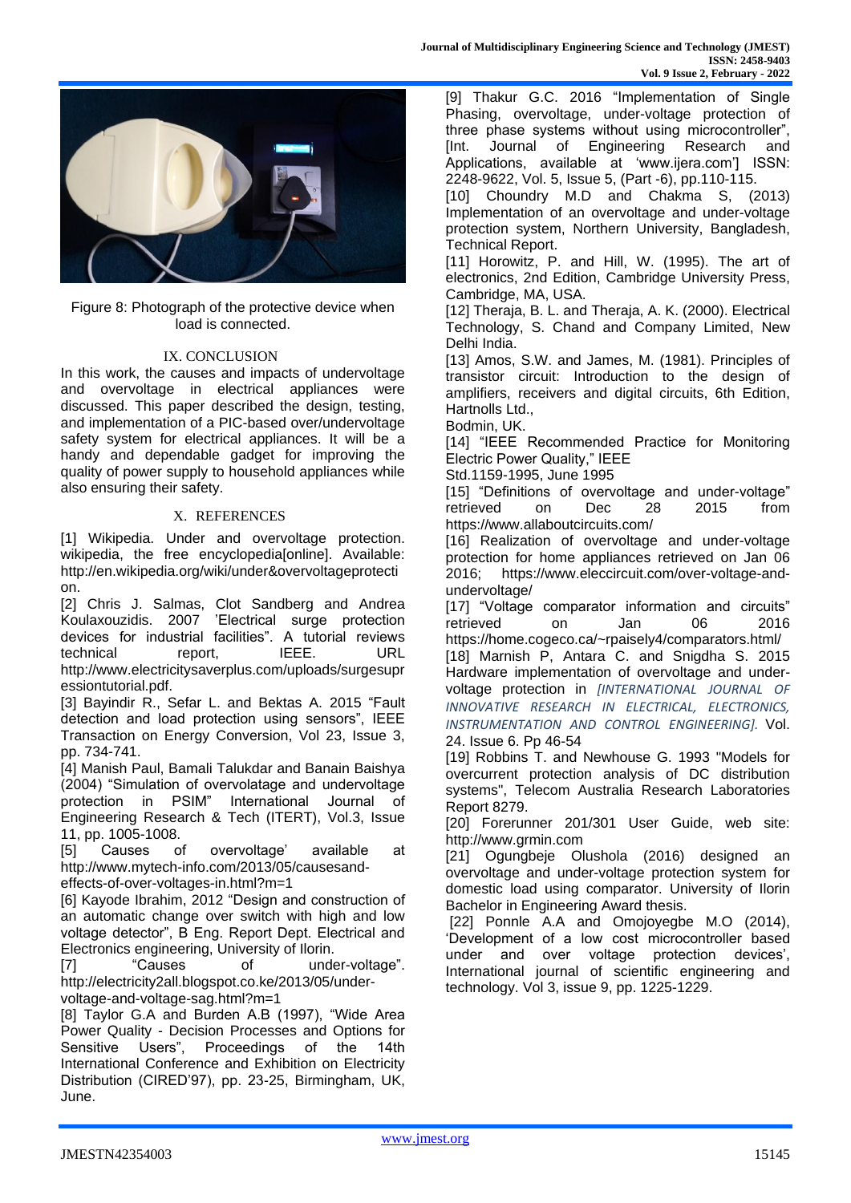Figure 8: Photograph of the protective device when load is connected.

## IX. CONCLUSION

In this work, the causes and impacts of undervoltage and overvoltage in electrical appliances were discussed. This paper described the design, testing, and implementation of a PIC-based over/undervoltage safety system for electrical appliances. It will be a handy and dependable gadget for improving the quality of power supply to household appliances while also ensuring their safety.

## X. REFERENCES

[1] Wikipedia. Under and overvoltage protection. wikipedia, the free encyclopedia[online]. Available: http://en.wikipedia.org/wiki/under&overvoltageprotection.

[2] Chris J. Salmas, Clot Sandberg and Andrea Koulaxouzidis. 2007 'Electrical surge protection devices for industrial facilities". A tutorial reviews technical report, IEEE. URL http://www.electricitysaverplus.com/uploads/surgesuppressiontutorial.pdf.

[3] Bayindir R., Sefar L. and Bektas A. 2015 "Fault detection and load protection using sensors", IEEE Transaction on Energy Conversion, Vol 23, Issue 3, pp. 734-741.

[4] Manish Paul, Bamali Talukdar and Banain Baishya (2004) "Simulation of overvolatage and undervoltage protection in PSIM" International Journal of Engineering Research & Tech (ITERT), Vol.3, Issue 11, pp. 1005-1008.

[5] Causes of overvoltage' available at http://www.mytech-info.com/2013/05/causesand-effects-of-over-voltages-in.html?m=1

[6] Kayode Ibrahim, 2012 "Design and construction of an automatic change over switch with high and low voltage detector", B Eng. Report Dept. Electrical and Electronics engineering, University of Ilorin.

[7] "Causes of under-voltage". http://electricity2all.blogspot.co.ke/2013/05/under-voltage-and-voltage-sag.html?m=1

[8] Taylor G.A and Burden A.B (1997), "Wide Area Power Quality - Decision Processes and Options for Sensitive Users", Proceedings of the 14th International Conference and Exhibition on Electricity Distribution (CIRED'97), pp. 23-25, Birmingham, UK, June.

[9] Thakur G.C. 2016 "Implementation of Single Phasing, overvoltage, under-voltage protection of three phase systems without using microcontroller", [Int. Journal of Engineering Research and Applications, available at 'www.ijera.com'] ISSN: 2248-9622, Vol. 5, Issue 5, (Part -6), pp.110-115.

[10] Choundry M.D and Chakma S, (2013) Implementation of an overvoltage and under-voltage protection system, Northern University, Bangladesh, Technical Report.

[11] Horowitz, P. and Hill, W. (1995). The art of electronics, 2nd Edition, Cambridge University Press, Cambridge, MA, USA.

[12] Theraja, B. L. and Theraja, A. K. (2000). Electrical Technology, S. Chand and Company Limited, New Delhi India.

[13] Amos, S.W. and James, M. (1981). Principles of transistor circuit: Introduction to the design of amplifiers, receivers and digital circuits, 6th Edition, Hartnolls Ltd., Bodmin, UK.

[14] "IEEE Recommended Practice for Monitoring Electric Power Quality," IEEE Std.1159-1995, June 1995

[15] "Definitions of overvoltage and under-voltage" retrieved on Dec 28 2015 from https://www.allaboutcircuits.com/

[16] Realization of overvoltage and under-voltage protection for home appliances retrieved on Jan 06 2016; https://www.eleccircuit.com/over-voltage-and-undervoltage/

[17] "Voltage comparator information and circuits" retrieved on Jan 06 2016 https://home.cogeco.ca/~rpaisely4/comparators.html/

[18] Marnish P, Antara C. and Snigdha S. 2015 Hardware implementation of overvoltage and under-voltage protection in *[INTERNATIONAL JOURNAL OF INNOVATIVE RESEARCH IN ELECTRICAL, ELECTRONICS, INSTRUMENTATION AND CONTROL ENGINEERING].* Vol. 24. Issue 6. Pp 46-54

[19] Robbins T. and Newhouse G. 1993 "Models for overcurrent protection analysis of DC distribution systems", Telecom Australia Research Laboratories Report 8279.

[20] Forerunner 201/301 User Guide, web site: http://www.grmin.com

[21] Ogungbeje Olushola (2016) designed an overvoltage and under-voltage protection system for domestic load using comparator. University of Ilorin Bachelor in Engineering Award thesis.

[22] Ponnle A.A and Omojoyegbe M.O (2014), 'Development of a low cost microcontroller based under and over voltage protection devices', International journal of scientific engineering and technology. Vol 3, issue 9, pp. 1225-1229.